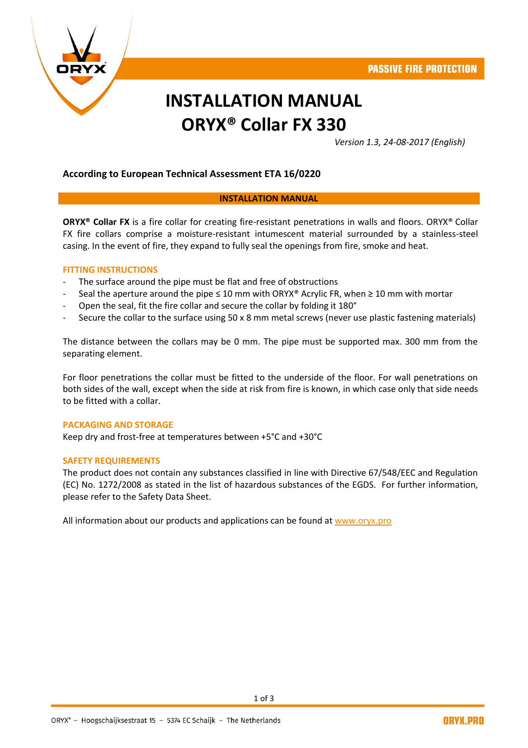PASSIVE FIRE PROTECTION

# INSTALLATION MANUAL
# ORYX® Collar FX 330

*Version 1.3, 24-08-2017 (English)*

**According to European Technical Assessment ETA 16/0220**

## INSTALLATION MANUAL

**ORYX® Collar FX** is a fire collar for creating fire-resistant penetrations in walls and floors. ORYX® Collar FX fire collars comprise a moisture-resistant intumescent material surrounded by a stainless-steel casing. In the event of fire, they expand to fully seal the openings from fire, smoke and heat.

### FITTING INSTRUCTIONS

- The surface around the pipe must be flat and free of obstructions
- Seal the aperture around the pipe ≤ 10 mm with ORYX® Acrylic FR, when ≥ 10 mm with mortar
- Open the seal, fit the fire collar and secure the collar by folding it 180°
- Secure the collar to the surface using 50 x 8 mm metal screws (never use plastic fastening materials)

The distance between the collars may be 0 mm. The pipe must be supported max. 300 mm from the separating element.

For floor penetrations the collar must be fitted to the underside of the floor. For wall penetrations on both sides of the wall, except when the side at risk from fire is known, in which case only that side needs to be fitted with a collar.

### PACKAGING AND STORAGE

Keep dry and frost-free at temperatures between +5°C and +30°C

### SAFETY REQUIREMENTS

The product does not contain any substances classified in line with Directive 67/548/EEC and Regulation (EC) No. 1272/2008 as stated in the list of hazardous substances of the EGDS. For further information, please refer to the Safety Data Sheet.

All information about our products and applications can be found at www.oryx.pro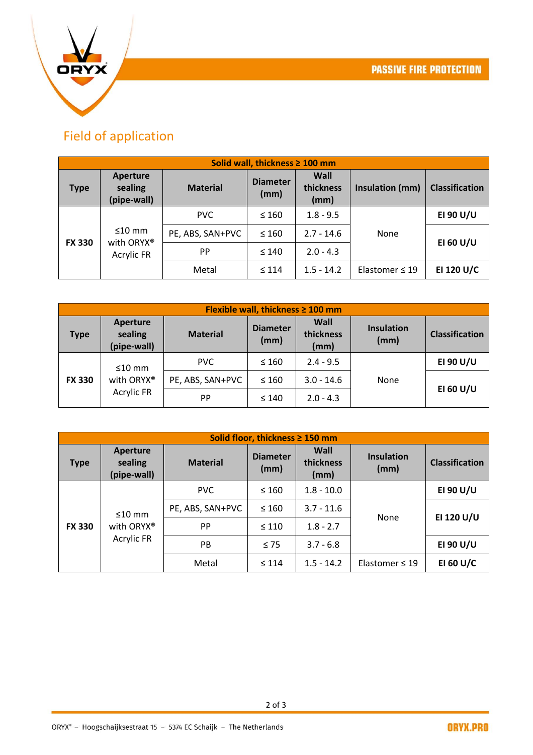## Field of application

| Solid wall, thickness ≥ 100 mm | | | | | | |
|---|---|---|---|---|---|---|
| **Type** | **Aperture sealing (pipe-wall)** | **Material** | **Diameter (mm)** | **Wall thickness (mm)** | **Insulation (mm)** | **Classification** |
| **FX 330** | ≤10 mm with ORYX® Acrylic FR | PVC | ≤ 160 | 1.8 - 9.5 | None | **EI 90 U/U** |
| | | PE, ABS, SAN+PVC | ≤ 160 | 2.7 - 14.6 | | **EI 60 U/U** |
| | | PP | ≤ 140 | 2.0 - 4.3 | | |
| | | Metal | ≤ 114 | 1.5 - 14.2 | Elastomer ≤ 19 | **EI 120 U/C** |

| Flexible wall, thickness ≥ 100 mm | | | | | | |
|---|---|---|---|---|---|---|
| **Type** | **Aperture sealing (pipe-wall)** | **Material** | **Diameter (mm)** | **Wall thickness (mm)** | **Insulation (mm)** | **Classification** |
| **FX 330** | ≤10 mm with ORYX® Acrylic FR | PVC | ≤ 160 | 2.4 - 9.5 | None | **EI 90 U/U** |
| | | PE, ABS, SAN+PVC | ≤ 160 | 3.0 - 14.6 | | **EI 60 U/U** |
| | | PP | ≤ 140 | 2.0 - 4.3 | | |

| Solid floor, thickness ≥ 150 mm | | | | | | |
|---|---|---|---|---|---|---|
| **Type** | **Aperture sealing (pipe-wall)** | **Material** | **Diameter (mm)** | **Wall thickness (mm)** | **Insulation (mm)** | **Classification** |
| **FX 330** | ≤10 mm with ORYX® Acrylic FR | PVC | ≤ 160 | 1.8 - 10.0 | None | **EI 90 U/U** |
| | | PE, ABS, SAN+PVC | ≤ 160 | 3.7 - 11.6 | | **EI 120 U/U** |
| | | PP | ≤ 110 | 1.8 - 2.7 | | |
| | | PB | ≤ 75 | 3.7 - 6.8 | | **EI 90 U/U** |
| | | Metal | ≤ 114 | 1.5 - 14.2 | Elastomer ≤ 19 | **EI 60 U/C** |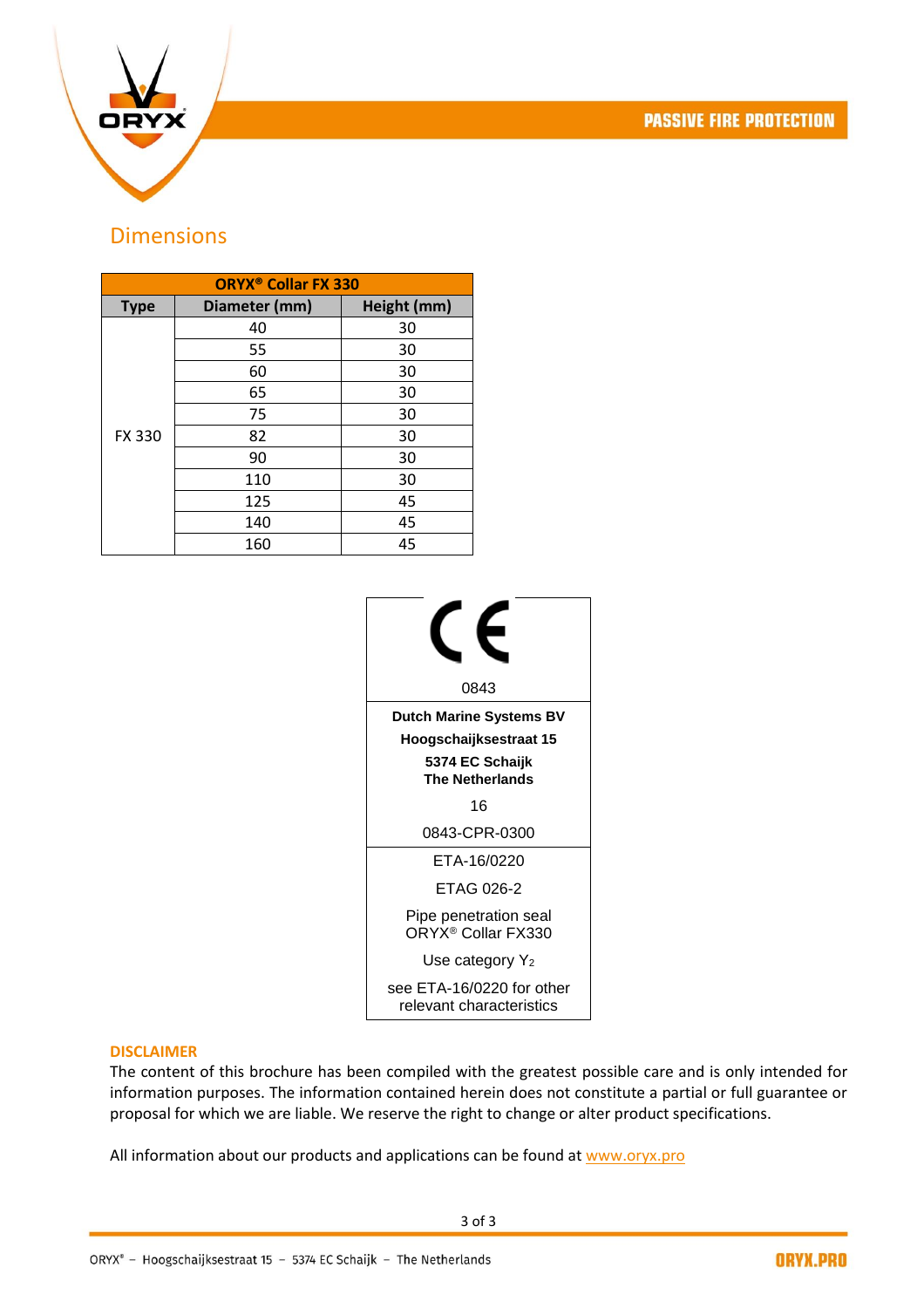## Dimensions

| ORYX® Collar FX 330 | | |
|---|---|---|
| **Type** | **Diameter (mm)** | **Height (mm)** |
| FX 330 | 40 | 30 |
| | 55 | 30 |
| | 60 | 30 |
| | 65 | 30 |
| | 75 | 30 |
| | 82 | 30 |
| | 90 | 30 |
| | 110 | 30 |
| | 125 | 45 |
| | 140 | 45 |
| | 160 | 45 |

CE

0843

**Dutch Marine Systems BV**
**Hoogschaijksestraat 15**
**5374 EC Schaijk**
**The Netherlands**

16

0843-CPR-0300

ETA-16/0220

ETAG 026-2

Pipe penetration seal
ORYX® Collar FX330

Use category $Y_2$

see ETA-16/0220 for other relevant characteristics

**DISCLAIMER**

The content of this brochure has been compiled with the greatest possible care and is only intended for information purposes. The information contained herein does not constitute a partial or full guarantee or proposal for which we are liable. We reserve the right to change or alter product specifications.

All information about our products and applications can be found at www.oryx.pro